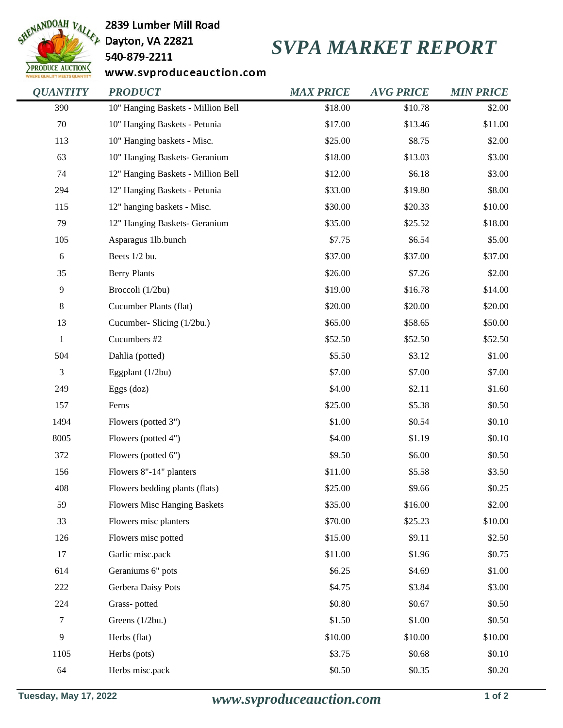2839 Lumber Mill Road
Dayton, VA 22821
540-879-2211
www.svproduceauction.com

# SVPA MARKET REPORT

| QUANTITY | PRODUCT | MAX PRICE | AVG PRICE | MIN PRICE |
|---|---|---|---|---|
| 390 | 10" Hanging Baskets - Million Bell | $18.00 | $10.78 | $2.00 |
| 70 | 10" Hanging Baskets - Petunia | $17.00 | $13.46 | $11.00 |
| 113 | 10" Hanging baskets - Misc. | $25.00 | $8.75 | $2.00 |
| 63 | 10" Hanging Baskets- Geranium | $18.00 | $13.03 | $3.00 |
| 74 | 12" Hanging Baskets - Million Bell | $12.00 | $6.18 | $3.00 |
| 294 | 12" Hanging Baskets - Petunia | $33.00 | $19.80 | $8.00 |
| 115 | 12" hanging baskets - Misc. | $30.00 | $20.33 | $10.00 |
| 79 | 12" Hanging Baskets- Geranium | $35.00 | $25.52 | $18.00 |
| 105 | Asparagus 1lb.bunch | $7.75 | $6.54 | $5.00 |
| 6 | Beets 1/2 bu. | $37.00 | $37.00 | $37.00 |
| 35 | Berry Plants | $26.00 | $7.26 | $2.00 |
| 9 | Broccoli (1/2bu) | $19.00 | $16.78 | $14.00 |
| 8 | Cucumber Plants (flat) | $20.00 | $20.00 | $20.00 |
| 13 | Cucumber- Slicing (1/2bu.) | $65.00 | $58.65 | $50.00 |
| 1 | Cucumbers #2 | $52.50 | $52.50 | $52.50 |
| 504 | Dahlia (potted) | $5.50 | $3.12 | $1.00 |
| 3 | Eggplant (1/2bu) | $7.00 | $7.00 | $7.00 |
| 249 | Eggs (doz) | $4.00 | $2.11 | $1.60 |
| 157 | Ferns | $25.00 | $5.38 | $0.50 |
| 1494 | Flowers (potted 3") | $1.00 | $0.54 | $0.10 |
| 8005 | Flowers (potted 4") | $4.00 | $1.19 | $0.10 |
| 372 | Flowers (potted 6") | $9.50 | $6.00 | $0.50 |
| 156 | Flowers 8"-14" planters | $11.00 | $5.58 | $3.50 |
| 408 | Flowers bedding plants (flats) | $25.00 | $9.66 | $0.25 |
| 59 | Flowers Misc Hanging Baskets | $35.00 | $16.00 | $2.00 |
| 33 | Flowers misc planters | $70.00 | $25.23 | $10.00 |
| 126 | Flowers misc potted | $15.00 | $9.11 | $2.50 |
| 17 | Garlic misc.pack | $11.00 | $1.96 | $0.75 |
| 614 | Geraniums 6" pots | $6.25 | $4.69 | $1.00 |
| 222 | Gerbera Daisy Pots | $4.75 | $3.84 | $3.00 |
| 224 | Grass- potted | $0.80 | $0.67 | $0.50 |
| 7 | Greens (1/2bu.) | $1.50 | $1.00 | $0.50 |
| 9 | Herbs (flat) | $10.00 | $10.00 | $10.00 |
| 1105 | Herbs (pots) | $3.75 | $0.68 | $0.10 |
| 64 | Herbs misc.pack | $0.50 | $0.35 | $0.20 |

Tuesday, May 17, 2022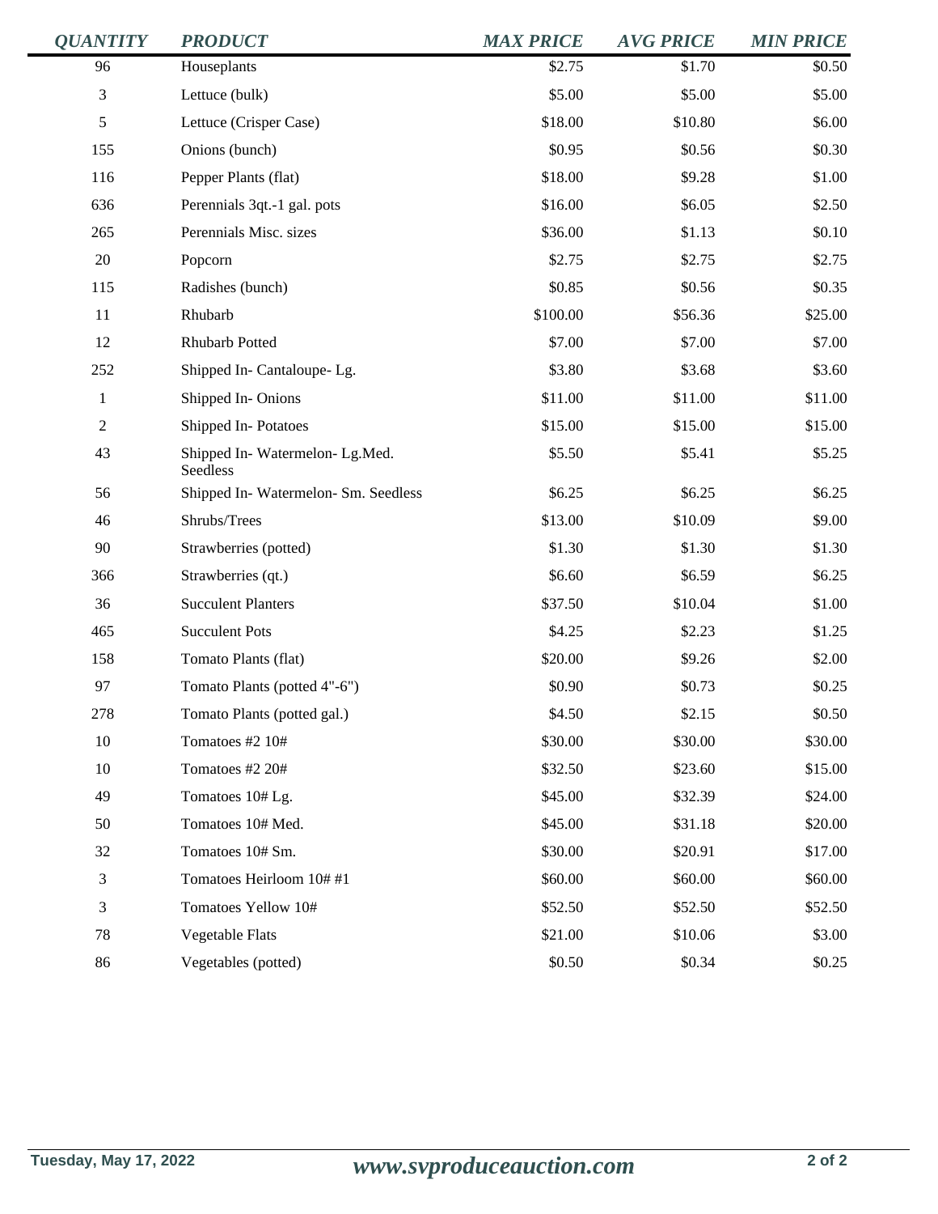| QUANTITY | PRODUCT | MAX PRICE | AVG PRICE | MIN PRICE |
|---|---|---|---|---|
| 96 | Houseplants | $2.75 | $1.70 | $0.50 |
| 3 | Lettuce (bulk) | $5.00 | $5.00 | $5.00 |
| 5 | Lettuce (Crisper Case) | $18.00 | $10.80 | $6.00 |
| 155 | Onions (bunch) | $0.95 | $0.56 | $0.30 |
| 116 | Pepper Plants (flat) | $18.00 | $9.28 | $1.00 |
| 636 | Perennials 3qt.-1 gal. pots | $16.00 | $6.05 | $2.50 |
| 265 | Perennials Misc. sizes | $36.00 | $1.13 | $0.10 |
| 20 | Popcorn | $2.75 | $2.75 | $2.75 |
| 115 | Radishes (bunch) | $0.85 | $0.56 | $0.35 |
| 11 | Rhubarb | $100.00 | $56.36 | $25.00 |
| 12 | Rhubarb Potted | $7.00 | $7.00 | $7.00 |
| 252 | Shipped In- Cantaloupe- Lg. | $3.80 | $3.68 | $3.60 |
| 1 | Shipped In- Onions | $11.00 | $11.00 | $11.00 |
| 2 | Shipped In- Potatoes | $15.00 | $15.00 | $15.00 |
| 43 | Shipped In- Watermelon- Lg.Med. Seedless | $5.50 | $5.41 | $5.25 |
| 56 | Shipped In- Watermelon- Sm. Seedless | $6.25 | $6.25 | $6.25 |
| 46 | Shrubs/Trees | $13.00 | $10.09 | $9.00 |
| 90 | Strawberries (potted) | $1.30 | $1.30 | $1.30 |
| 366 | Strawberries (qt.) | $6.60 | $6.59 | $6.25 |
| 36 | Succulent Planters | $37.50 | $10.04 | $1.00 |
| 465 | Succulent Pots | $4.25 | $2.23 | $1.25 |
| 158 | Tomato Plants (flat) | $20.00 | $9.26 | $2.00 |
| 97 | Tomato Plants (potted 4"-6") | $0.90 | $0.73 | $0.25 |
| 278 | Tomato Plants (potted gal.) | $4.50 | $2.15 | $0.50 |
| 10 | Tomatoes #2 10# | $30.00 | $30.00 | $30.00 |
| 10 | Tomatoes #2 20# | $32.50 | $23.60 | $15.00 |
| 49 | Tomatoes 10# Lg. | $45.00 | $32.39 | $24.00 |
| 50 | Tomatoes 10# Med. | $45.00 | $31.18 | $20.00 |
| 32 | Tomatoes 10# Sm. | $30.00 | $20.91 | $17.00 |
| 3 | Tomatoes Heirloom 10# #1 | $60.00 | $60.00 | $60.00 |
| 3 | Tomatoes Yellow 10# | $52.50 | $52.50 | $52.50 |
| 78 | Vegetable Flats | $21.00 | $10.06 | $3.00 |
| 86 | Vegetables (potted) | $0.50 | $0.34 | $0.25 |

Tuesday, May 17, 2022

www.svproduceauction.com